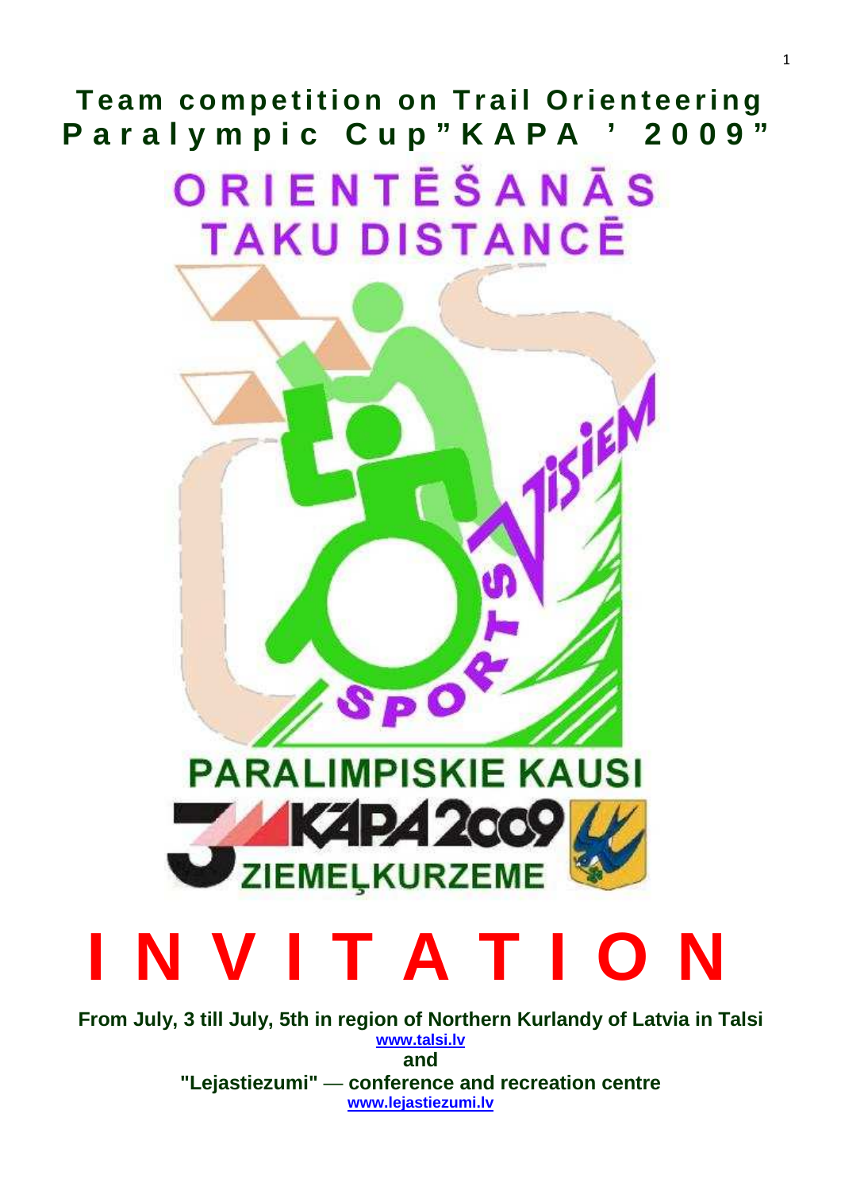# Team competition on Trail Orienteering Paralympic Cup "KAPA ' 2009"

ORIENTĒŠANĀS TAKU DISTANCĒ

SPORTS VISIEM

PARALIMPISKIE KAUSI

KĀPA 2009

ZIEMEĻKURZEME

# INVITATION

**From July, 3 till July, 5th in region of Northern Kurlandy of Latvia in Talsi**
**www.talsi.lv**
**and**
**"Lejastiezumi" — conference and recreation centre**
**www.lejastiezumi.lv**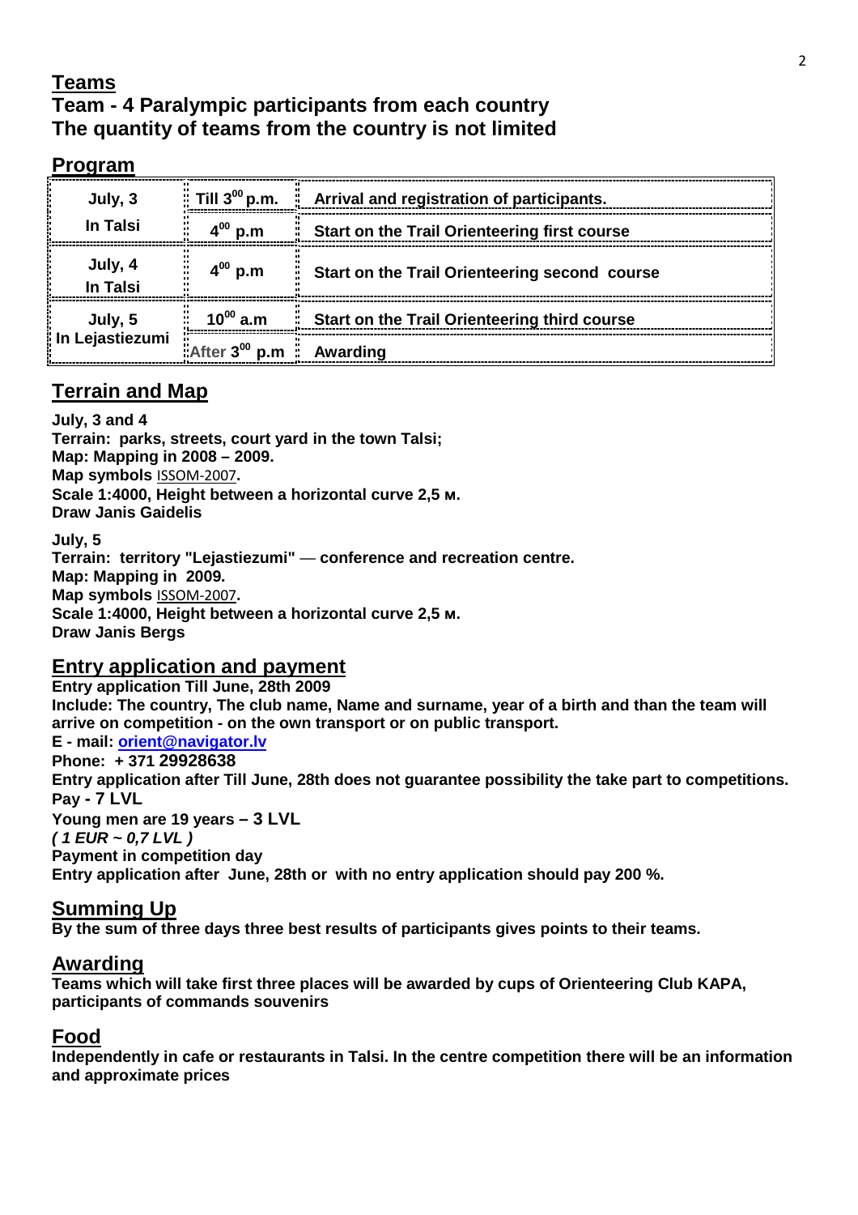## Teams

**Team - 4 Paralympic participants from each country**
**The quantity of teams from the country is not limited**

## Program

| | | |
|---|---|---|
| **July, 3 In Talsi** | **Till 3$^{00}$ p.m.** | **Arrival and registration of participants.** |
| | **4$^{00}$ p.m** | **Start on the Trail Orienteering first course** |
| **July, 4 In Talsi** | **4$^{00}$ p.m** | **Start on the Trail Orienteering second course** |
| **July, 5 In Lejastiezumi** | **10$^{00}$ a.m** | **Start on the Trail Orienteering third course** |
| | **After 3$^{00}$ p.m** | **Awarding** |

## Terrain and Map

**July, 3 and 4**
**Terrain: parks, streets, court yard in the town Talsi;**
**Map: Mapping in 2008 – 2009.**
**Map symbols** ISSOM-2007**.**
**Scale 1:4000, Height between a horizontal curve 2,5 м.**
**Draw Janis Gaidelis**

**July, 5**
**Terrain: territory "Lejastiezumi" — conference and recreation centre.**
**Map: Mapping in 2009.**
**Map symbols** ISSOM-2007**.**
**Scale 1:4000, Height between a horizontal curve 2,5 м.**
**Draw Janis Bergs**

## Entry application and payment

**Entry application Till June, 28th 2009**
**Include: The country, The club name, Name and surname, year of a birth and than the team will arrive on competition - on the own transport or on public transport.**
**E - mail: orient@navigator.lv**
**Phone: + 371 29928638**
**Entry application after Till June, 28th does not guarantee possibility the take part to competitions.**
**Pay - 7 LVL**
**Young men are 19 years – 3 LVL**
***( 1 EUR ~ 0,7 LVL )***
**Payment in competition day**
**Entry application after June, 28th or with no entry application should pay 200 %.**

## Summing Up

**By the sum of three days three best results of participants gives points to their teams.**

## Awarding

**Teams which will take first three places will be awarded by cups of Orienteering Club KAPA, participants of commands souvenirs**

## Food

**Independently in cafe or restaurants in Talsi. In the centre competition there will be an information and approximate prices**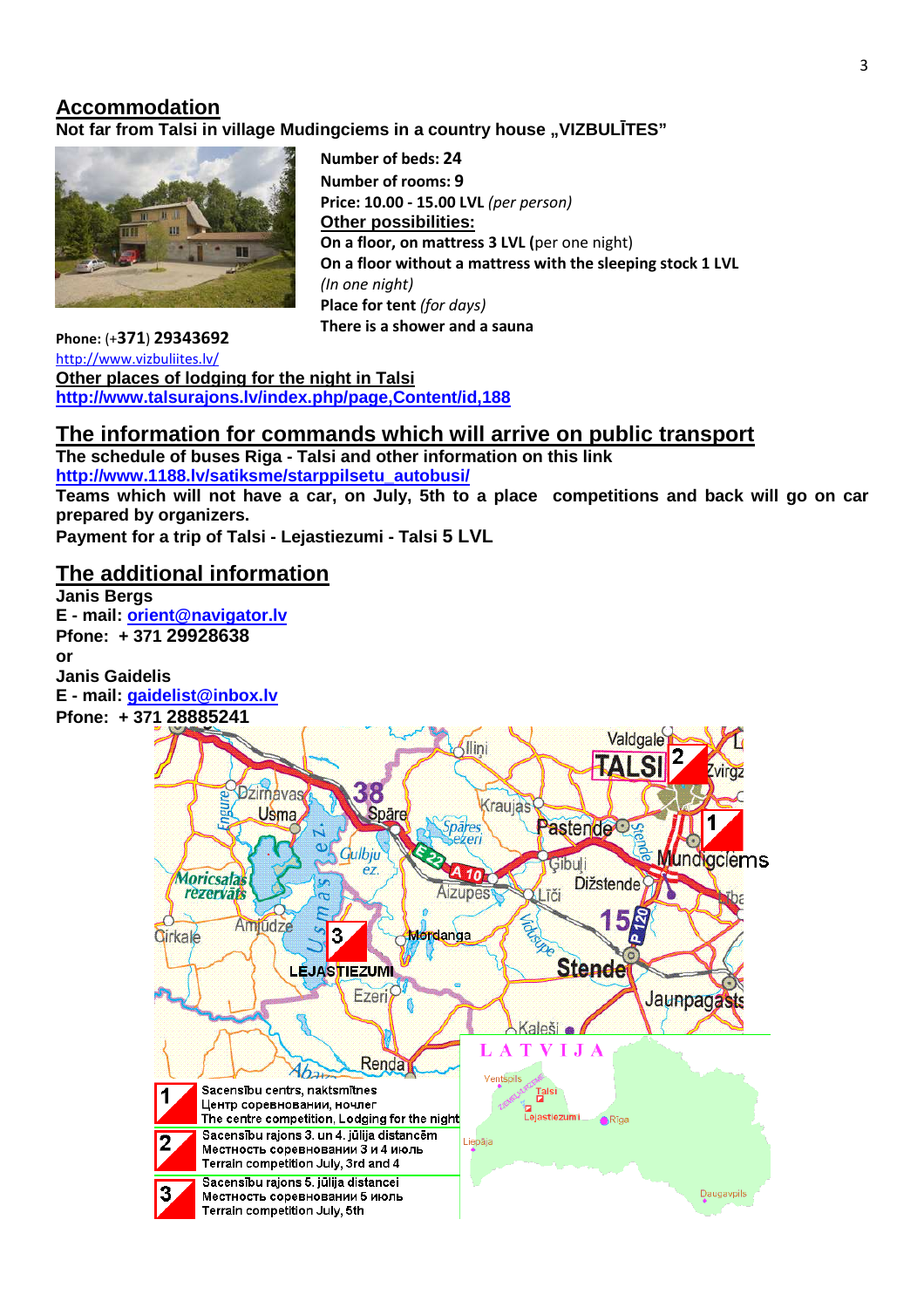## Accommodation

**Not far from Talsi in village Mudingciems in a country house „VIZBULĪTES"**

**Number of beds: 24**
**Number of rooms: 9**
**Price: 10.00 - 15.00 LVL** *(per person)*

**Other possibilities:**

**On a floor, on mattress 3 LVL (**per one night)
**On a floor without a mattress with the sleeping stock 1 LVL**
*(In one night)*
**Place for tent** *(for days)*
**There is a shower and a sauna**

**Phone:** (+**371**) **29343692**
http://www.vizbuliites.lv/

**Other places of lodging for the night in Talsi**
**http://www.talsurajons.lv/index.php/page,Content/id,188**

## The information for commands which will arrive on public transport

**The schedule of buses Riga - Talsi and other information on this link**
**http://www.1188.lv/satiksme/starppilsetu_autobusi/**

**Teams which will not have a car, on July, 5th to a place competitions and back will go on car prepared by organizers.**

**Payment for a trip of Talsi - Lejastiezumi - Talsi 5 LVL**

## The additional information

**Janis Bergs**
**E - mail: orient@navigator.lv**
**Pfone: + 371 29928638**
**or**
**Janis Gaidelis**
**E - mail: gaidelist@inbox.lv**
**Pfone: + 371 28885241**

1 Sacensību centrs, naktsmītnes
Центр соревновании, ночлег
The centre competition, Lodging for the night

2 Sacensību rajons 3. un 4. jūlija distancēm
Местность соревновании 3 и 4 июль
Terrain competition July, 3rd and 4

3 Sacensību rajons 5. jūlija distancei
Местность соревновании 5 июль
Terrain competition July, 5th